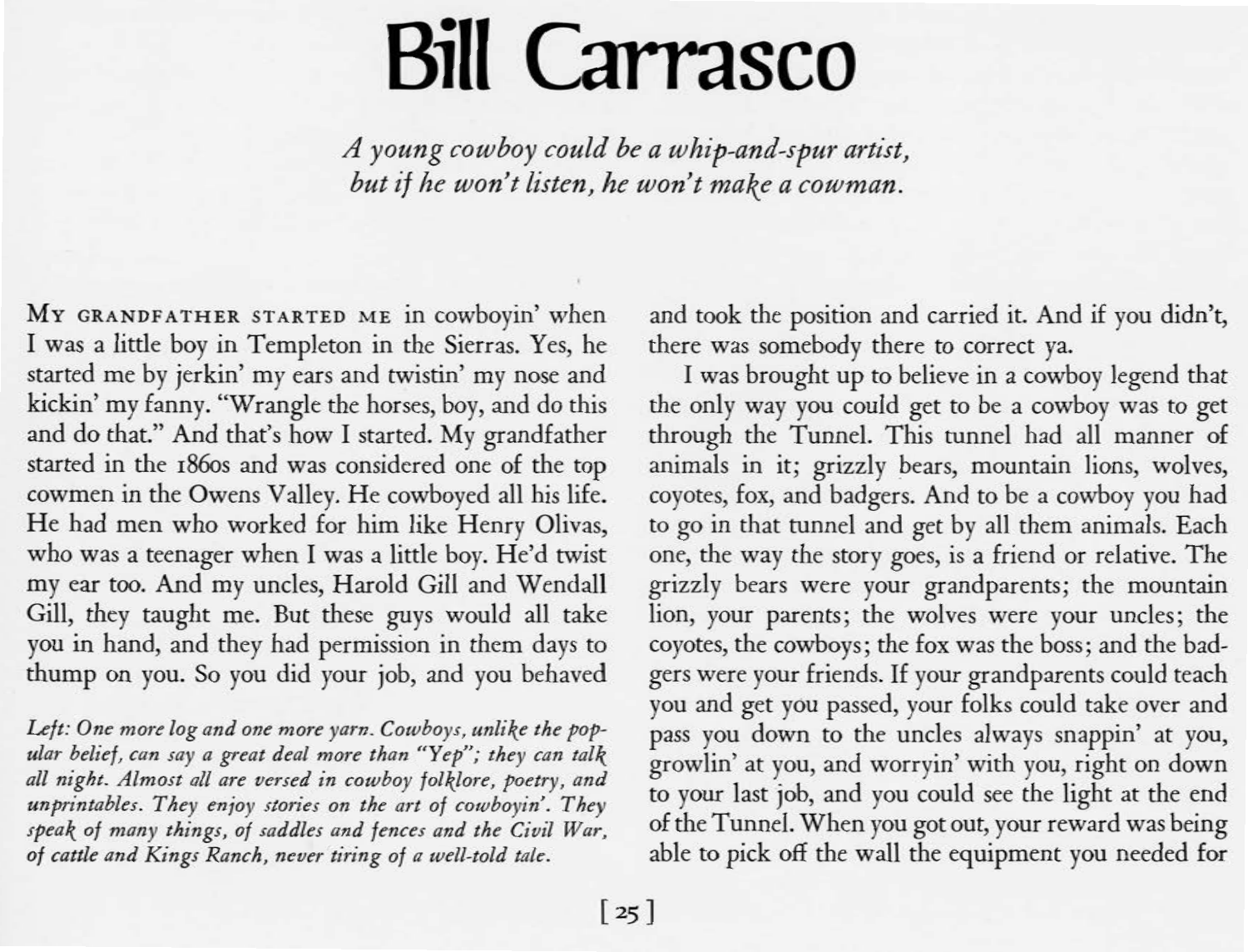# Bill Carrasco

*A young cowboy could be a whip-and-spur artist, but if he won't listen, he won't make a cowman.*

MY GRANDFATHER STARTED ME in cowboyin' when I was a little boy in Templeton in the Sierras. Yes, he started me by jerkin' my ears and twistin' my nose and kickin' my fanny. "Wrangle the horses, boy, and do this and do that." And that's how I started. My grandfather started in the 1860s and was considered one of the top cowmen in the Owens Valley. He cowboyed all his life. He had men who worked for him like Henry Olivas, who was a teenager when I was a little boy. He'd twist my ear too. And my uncles, Harold Gill and Wendall Gill, they taught me. But these guys would all take you in hand, and they had permission in them days to thump on you. So you did your job, and you behaved and took the position and carried it. And if you didn't, there was somebody there to correct ya.

*Left: One more log and one more yarn. Cowboys, unlike the popular belief, can say a great deal more than "Yep"; they can talk all night. Almost all are versed in cowboy folklore, poetry, and unprintables. They enjoy stories on the art of cowboyin'. They speak of many things, of saddles and fences and the Civil War, of cattle and Kings Ranch, never tiring of a well-told tale.*

I was brought up to believe in a cowboy legend that the only way you could get to be a cowboy was to get through the Tunnel. This tunnel had all manner of animals in it; grizzly bears, mountain lions, wolves, coyotes, fox, and badgers. And to be a cowboy you had to go in that tunnel and get by all them animals. Each one, the way the story goes, is a friend or relative. The grizzly bears were your grandparents; the mountain lion, your parents; the wolves were your uncles; the coyotes, the cowboys; the fox was the boss; and the badgers were your friends. If your grandparents could teach you and get you passed, your folks could take over and pass you down to the uncles always snappin' at you, growlin' at you, and worryin' with you, right on down to your last job, and you could see the light at the end of the Tunnel. When you got out, your reward was being able to pick off the wall the equipment you needed for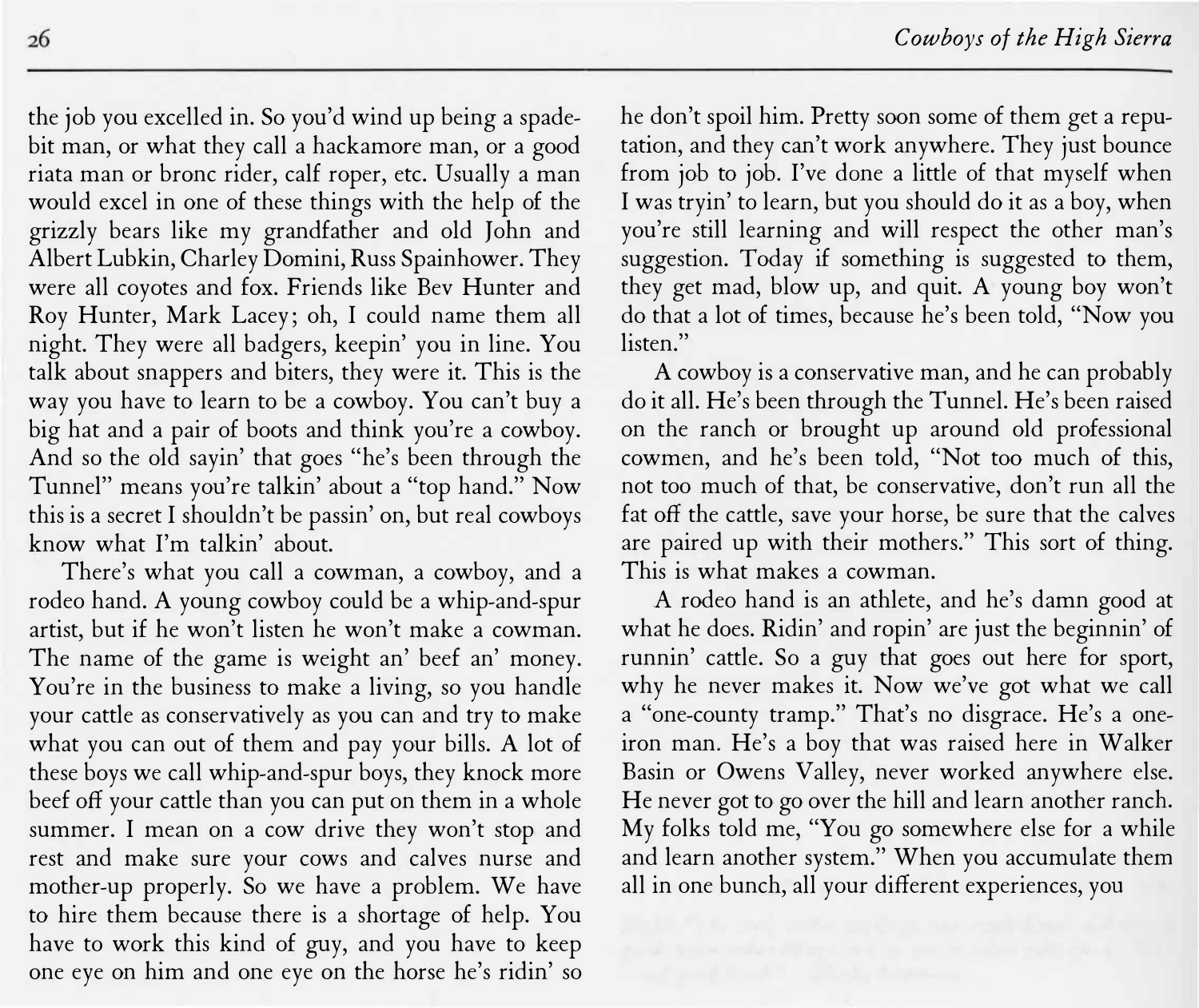the job you excelled in. So you'd wind up being a spade-bit man, or what they call a hackamore man, or a good riata man or bronc rider, calf roper, etc. Usually a man would excel in one of these things with the help of the grizzly bears like my grandfather and old John and Albert Lubkin, Charley Domini, Russ Spainhower. They were all coyotes and fox. Friends like Bev Hunter and Roy Hunter, Mark Lacey; oh, I could name them all night. They were all badgers, keepin' you in line. You talk about snappers and biters, they were it. This is the way you have to learn to be a cowboy. You can't buy a big hat and a pair of boots and think you're a cowboy. And so the old sayin' that goes "he's been through the Tunnel" means you're talkin' about a "top hand." Now this is a secret I shouldn't be passin' on, but real cowboys know what I'm talkin' about.

There's what you call a cowman, a cowboy, and a rodeo hand. A young cowboy could be a whip-and-spur artist, but if he won't listen he won't make a cowman. The name of the game is weight an' beef an' money. You're in the business to make a living, so you handle your cattle as conservatively as you can and try to make what you can out of them and pay your bills. A lot of these boys we call whip-and-spur boys, they knock more beef off your cattle than you can put on them in a whole summer. I mean on a cow drive they won't stop and rest and make sure your cows and calves nurse and mother-up properly. So we have a problem. We have to hire them because there is a shortage of help. You have to work this kind of guy, and you have to keep one eye on him and one eye on the horse he's ridin' so he don't spoil him. Pretty soon some of them get a reputation, and they can't work anywhere. They just bounce from job to job. I've done a little of that myself when I was tryin' to learn, but you should do it as a boy, when you're still learning and will respect the other man's suggestion. Today if something is suggested to them, they get mad, blow up, and quit. A young boy won't do that a lot of times, because he's been told, "Now you listen."

A cowboy is a conservative man, and he can probably do it all. He's been through the Tunnel. He's been raised on the ranch or brought up around old professional cowmen, and he's been told, "Not too much of this, not too much of that, be conservative, don't run all the fat off the cattle, save your horse, be sure that the calves are paired up with their mothers." This sort of thing. This is what makes a cowman.

A rodeo hand is an athlete, and he's damn good at what he does. Ridin' and ropin' are just the beginnin' of runnin' cattle. So a guy that goes out here for sport, why he never makes it. Now we've got what we call a "one-county tramp." That's no disgrace. He's a one-iron man. He's a boy that was raised here in Walker Basin or Owens Valley, never worked anywhere else. He never got to go over the hill and learn another ranch. My folks told me, "You go somewhere else for a while and learn another system." When you accumulate them all in one bunch, all your different experiences, you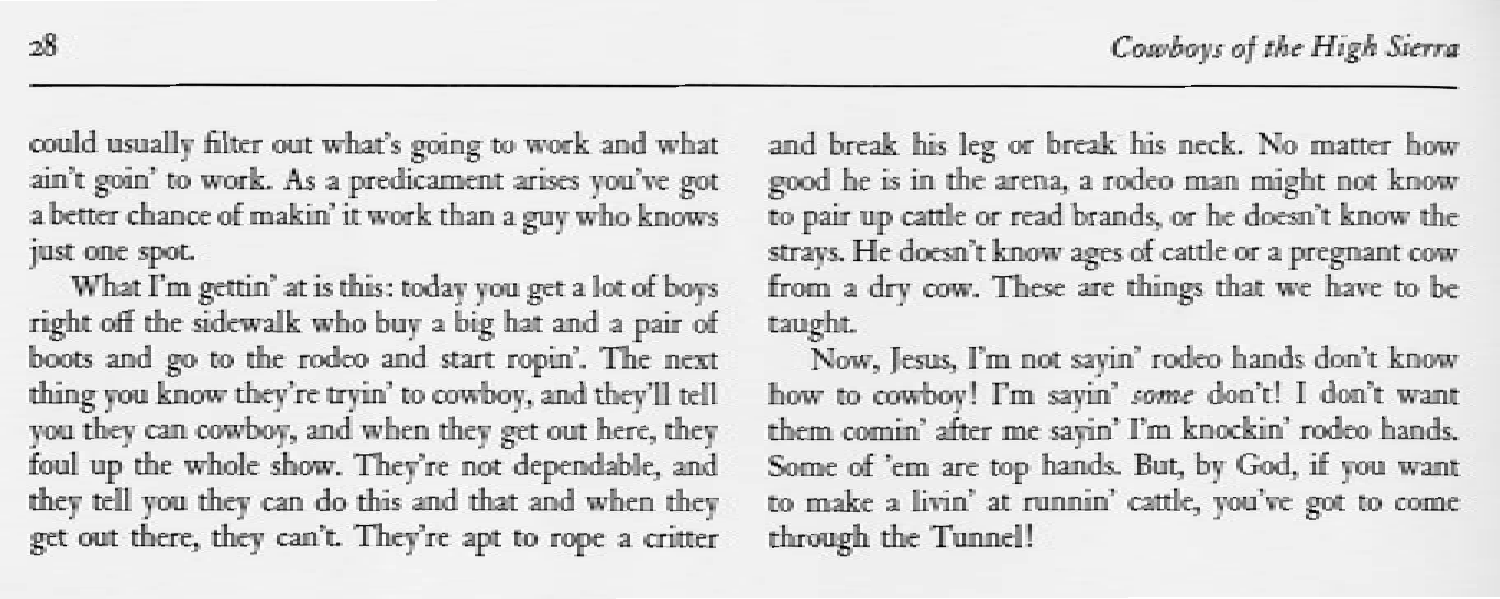could usually filter out what's going to work and what ain't goin' to work. As a predicament arises you've got a better chance of makin' it work than a guy who knows just one spot.

What I'm gettin' at is this: today you get a lot of boys right off the sidewalk who buy a big hat and a pair of boots and go to the rodeo and start ropin'. The next thing you know they're tryin' to cowboy, and they'll tell you they can cowboy, and when they get out here, they foul up the whole show. They're not dependable, and they tell you they can do this and that and when they get out there, they can't. They're apt to rope a critter and break his leg or break his neck. No matter how good he is in the arena, a rodeo man might not know to pair up cattle or read brands, or he doesn't know the strays. He doesn't know ages of cattle or a pregnant cow from a dry cow. These are things that we have to be taught.

Now, Jesus, I'm not sayin' rodeo hands don't know how to cowboy! I'm sayin' *some* don't! I don't want them comin' after me sayin' I'm knockin' rodeo hands. Some of 'em are top hands. But, by God, if you want to make a livin' at runnin' cattle, you've got to come through the Tunnel!